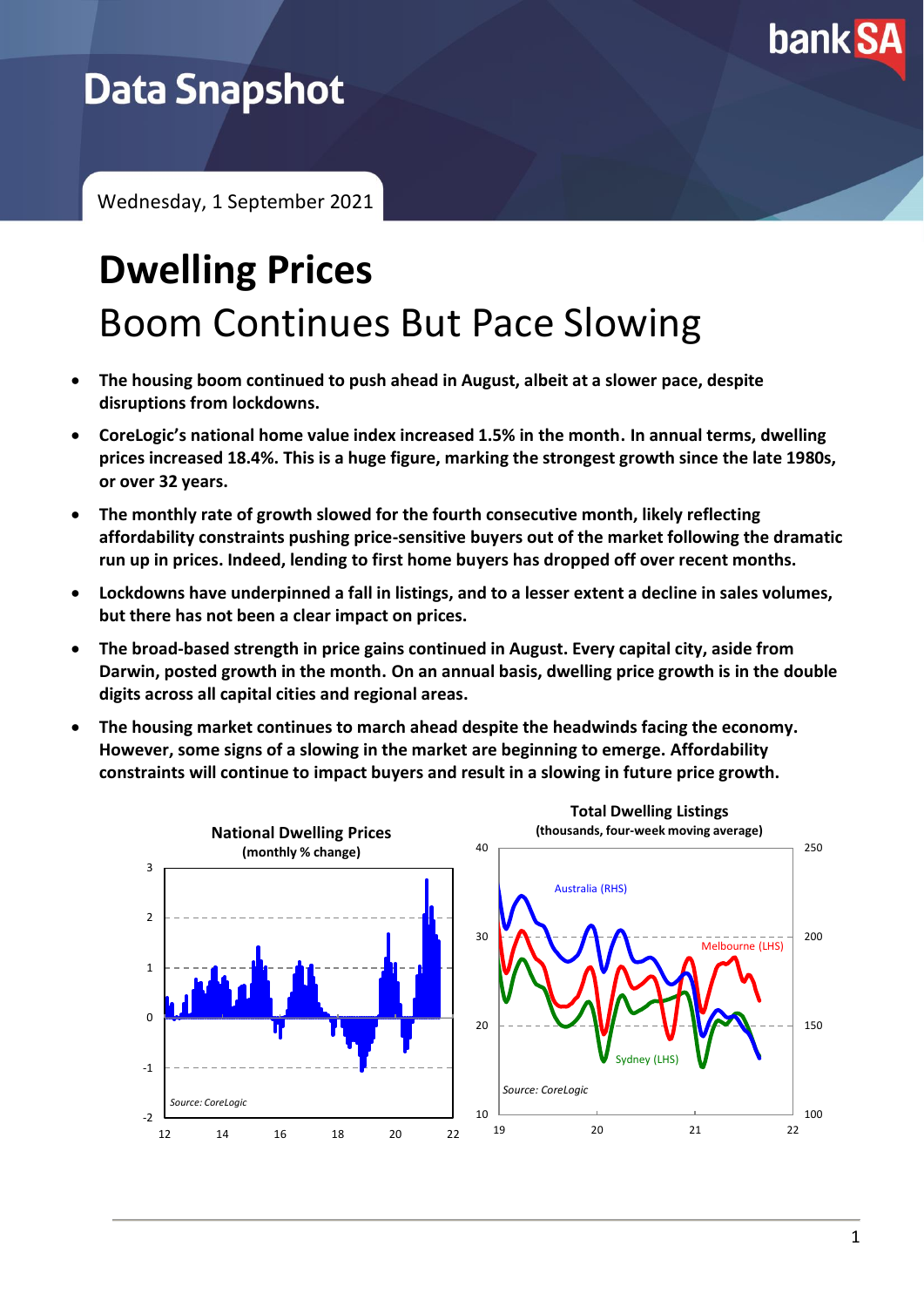Data Snapshot

Wednesday, 1 September 2021

# Dwelling Prices

## Boom Continues But Pace Slowing

- **The housing boom continued to push ahead in August, albeit at a slower pace, despite disruptions from lockdowns.**
- **CoreLogic's national home value index increased 1.5% in the month. In annual terms, dwelling prices increased 18.4%. This is a huge figure, marking the strongest growth since the late 1980s, or over 32 years.**
- **The monthly rate of growth slowed for the fourth consecutive month, likely reflecting affordability constraints pushing price-sensitive buyers out of the market following the dramatic run up in prices. Indeed, lending to first home buyers has dropped off over recent months.**
- **Lockdowns have underpinned a fall in listings, and to a lesser extent a decline in sales volumes, but there has not been a clear impact on prices.**
- **The broad-based strength in price gains continued in August. Every capital city, aside from Darwin, posted growth in the month. On an annual basis, dwelling price growth is in the double digits across all capital cities and regional areas.**
- **The housing market continues to march ahead despite the headwinds facing the economy. However, some signs of a slowing in the market are beginning to emerge. Affordability constraints will continue to impact buyers and result in a slowing in future price growth.**

**National Dwelling Prices**
(monthly % change)

*Source: CoreLogic*

**Total Dwelling Listings**
(thousands, four-week moving average)

Australia (RHS), Melbourne (LHS), Sydney (LHS)

*Source: CoreLogic*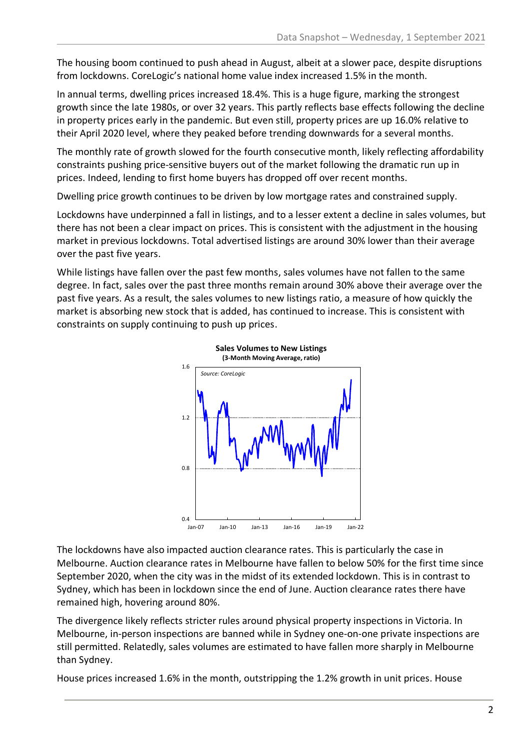The housing boom continued to push ahead in August, albeit at a slower pace, despite disruptions from lockdowns. CoreLogic's national home value index increased 1.5% in the month.

In annual terms, dwelling prices increased 18.4%. This is a huge figure, marking the strongest growth since the late 1980s, or over 32 years. This partly reflects base effects following the decline in property prices early in the pandemic. But even still, property prices are up 16.0% relative to their April 2020 level, where they peaked before trending downwards for a several months.

The monthly rate of growth slowed for the fourth consecutive month, likely reflecting affordability constraints pushing price-sensitive buyers out of the market following the dramatic run up in prices. Indeed, lending to first home buyers has dropped off over recent months.

Dwelling price growth continues to be driven by low mortgage rates and constrained supply.

Lockdowns have underpinned a fall in listings, and to a lesser extent a decline in sales volumes, but there has not been a clear impact on prices. This is consistent with the adjustment in the housing market in previous lockdowns. Total advertised listings are around 30% lower than their average over the past five years.

While listings have fallen over the past few months, sales volumes have not fallen to the same degree. In fact, sales over the past three months remain around 30% above their average over the past five years. As a result, the sales volumes to new listings ratio, a measure of how quickly the market is absorbing new stock that is added, has continued to increase. This is consistent with constraints on supply continuing to push up prices.

**Sales Volumes to New Listings**
**(3-Month Moving Average, ratio)**

*Source: CoreLogic*

The lockdowns have also impacted auction clearance rates. This is particularly the case in Melbourne. Auction clearance rates in Melbourne have fallen to below 50% for the first time since September 2020, when the city was in the midst of its extended lockdown. This is in contrast to Sydney, which has been in lockdown since the end of June. Auction clearance rates there have remained high, hovering around 80%.

The divergence likely reflects stricter rules around physical property inspections in Victoria. In Melbourne, in-person inspections are banned while in Sydney one-on-one private inspections are still permitted. Relatedly, sales volumes are estimated to have fallen more sharply in Melbourne than Sydney.

House prices increased 1.6% in the month, outstripping the 1.2% growth in unit prices. House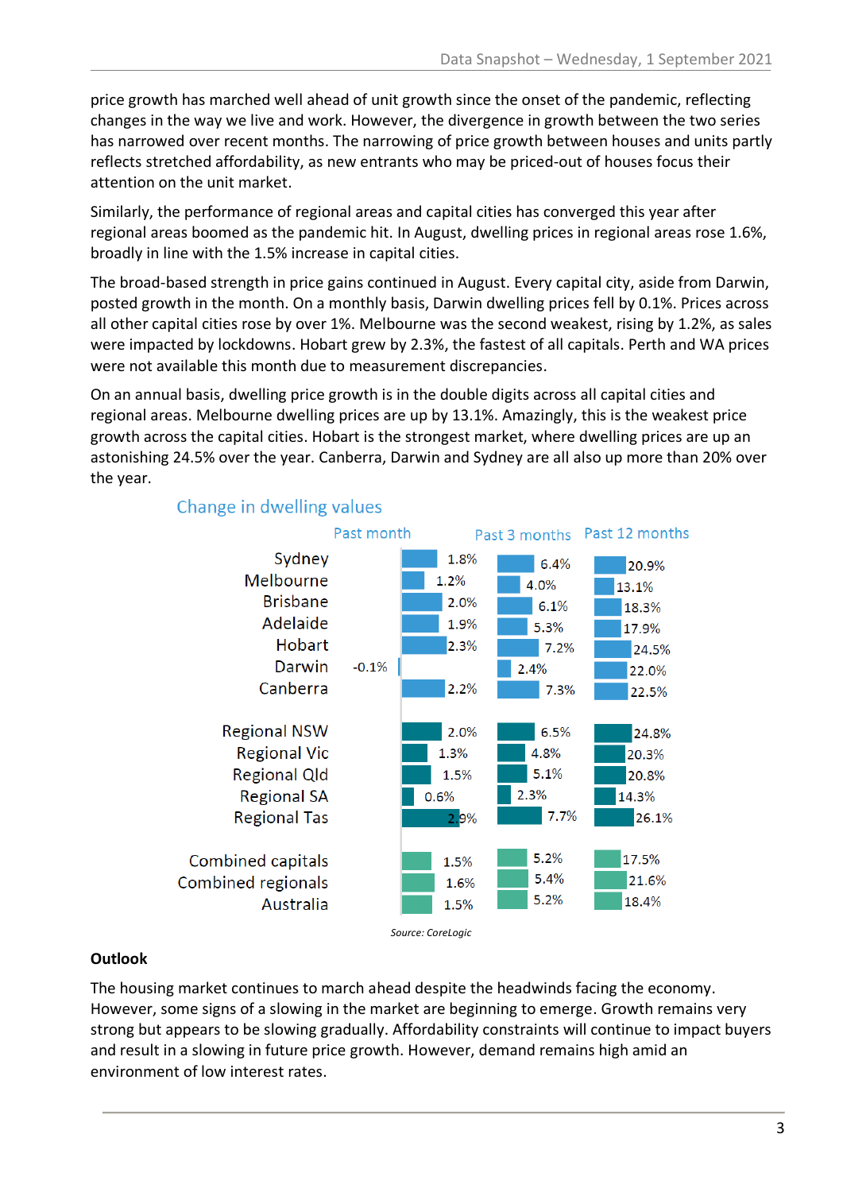price growth has marched well ahead of unit growth since the onset of the pandemic, reflecting changes in the way we live and work. However, the divergence in growth between the two series has narrowed over recent months. The narrowing of price growth between houses and units partly reflects stretched affordability, as new entrants who may be priced-out of houses focus their attention on the unit market.

Similarly, the performance of regional areas and capital cities has converged this year after regional areas boomed as the pandemic hit. In August, dwelling prices in regional areas rose 1.6%, broadly in line with the 1.5% increase in capital cities.

The broad-based strength in price gains continued in August. Every capital city, aside from Darwin, posted growth in the month. On a monthly basis, Darwin dwelling prices fell by 0.1%. Prices across all other capital cities rose by over 1%. Melbourne was the second weakest, rising by 1.2%, as sales were impacted by lockdowns. Hobart grew by 2.3%, the fastest of all capitals. Perth and WA prices were not available this month due to measurement discrepancies.

On an annual basis, dwelling price growth is in the double digits across all capital cities and regional areas. Melbourne dwelling prices are up by 13.1%. Amazingly, this is the weakest price growth across the capital cities. Hobart is the strongest market, where dwelling prices are up an astonishing 24.5% over the year. Canberra, Darwin and Sydney are all also up more than 20% over the year.

**Change in dwelling values**

| | Past month | Past 3 months | Past 12 months |
|---|---|---|---|
| Sydney | 1.8% | 6.4% | 20.9% |
| Melbourne | 1.2% | 4.0% | 13.1% |
| Brisbane | 2.0% | 6.1% | 18.3% |
| Adelaide | 1.9% | 5.3% | 17.9% |
| Hobart | 2.3% | 7.2% | 24.5% |
| Darwin | -0.1% | 2.4% | 22.0% |
| Canberra | 2.2% | 7.3% | 22.5% |
| Regional NSW | 2.0% | 6.5% | 24.8% |
| Regional Vic | 1.3% | 4.8% | 20.3% |
| Regional Qld | 1.5% | 5.1% | 20.8% |
| Regional SA | 0.6% | 2.3% | 14.3% |
| Regional Tas | 2.9% | 7.7% | 26.1% |
| Combined capitals | 1.5% | 5.2% | 17.5% |
| Combined regionals | 1.6% | 5.4% | 21.6% |
| Australia | 1.5% | 5.2% | 18.4% |

*Source: CoreLogic*

## Outlook

The housing market continues to march ahead despite the headwinds facing the economy. However, some signs of a slowing in the market are beginning to emerge. Growth remains very strong but appears to be slowing gradually. Affordability constraints will continue to impact buyers and result in a slowing in future price growth. However, demand remains high amid an environment of low interest rates.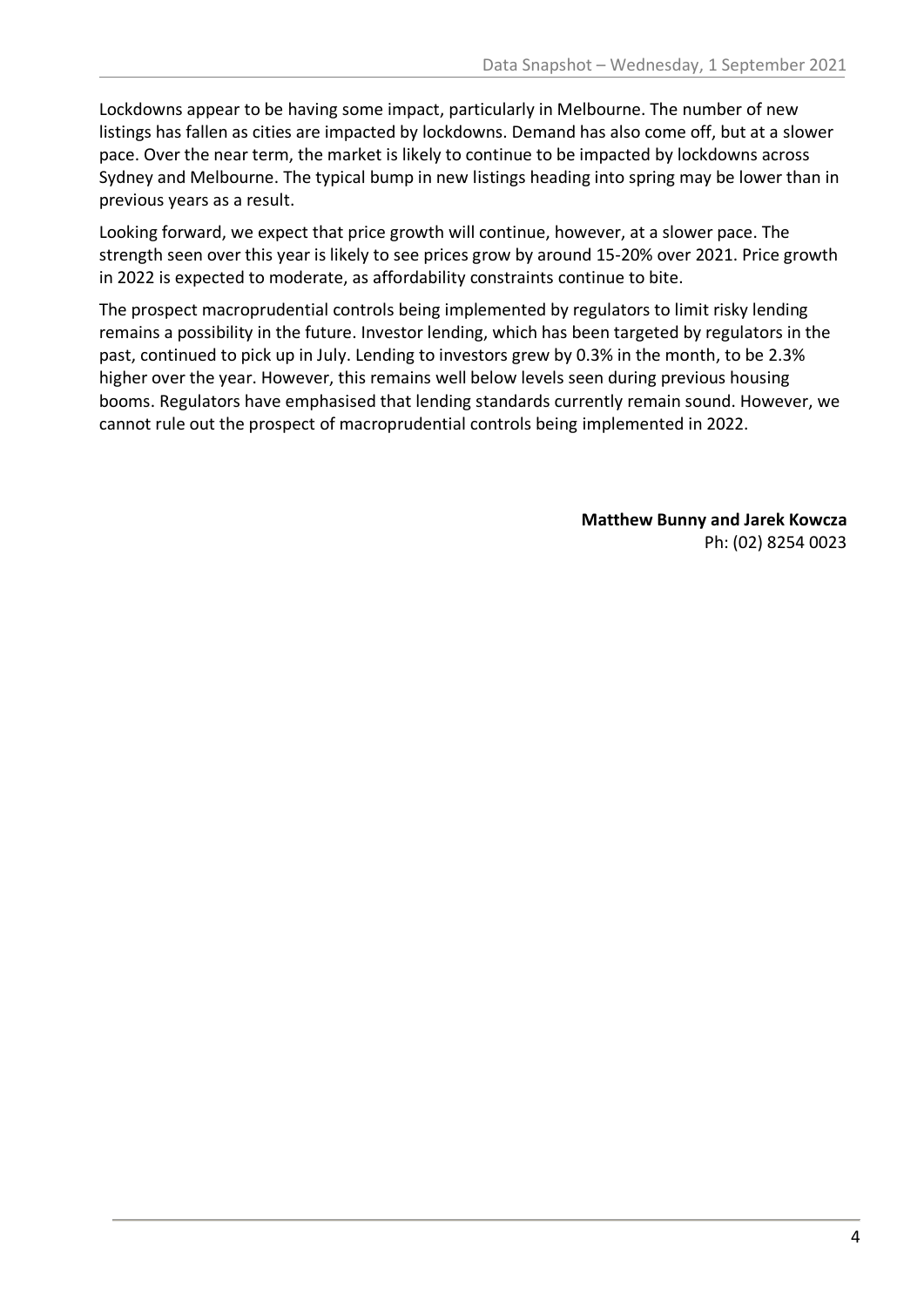Lockdowns appear to be having some impact, particularly in Melbourne. The number of new listings has fallen as cities are impacted by lockdowns. Demand has also come off, but at a slower pace. Over the near term, the market is likely to continue to be impacted by lockdowns across Sydney and Melbourne. The typical bump in new listings heading into spring may be lower than in previous years as a result.

Looking forward, we expect that price growth will continue, however, at a slower pace. The strength seen over this year is likely to see prices grow by around 15-20% over 2021. Price growth in 2022 is expected to moderate, as affordability constraints continue to bite.

The prospect macroprudential controls being implemented by regulators to limit risky lending remains a possibility in the future. Investor lending, which has been targeted by regulators in the past, continued to pick up in July. Lending to investors grew by 0.3% in the month, to be 2.3% higher over the year. However, this remains well below levels seen during previous housing booms. Regulators have emphasised that lending standards currently remain sound. However, we cannot rule out the prospect of macroprudential controls being implemented in 2022.

**Matthew Bunny and Jarek Kowcza**
Ph: (02) 8254 0023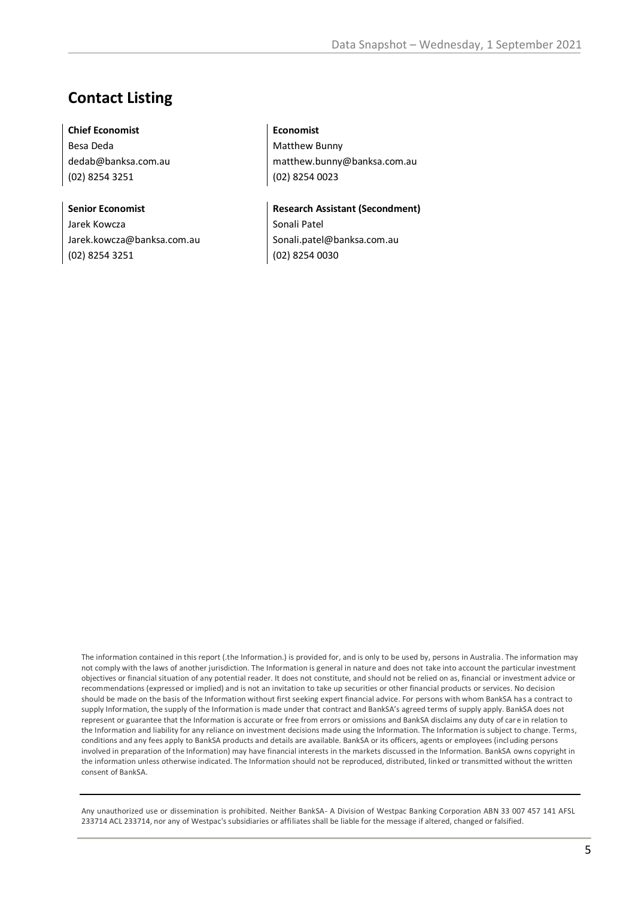## Contact Listing

**Chief Economist**
Besa Deda
dedab@banksa.com.au
(02) 8254 3251

**Senior Economist**
Jarek Kowcza
Jarek.kowcza@banksa.com.au
(02) 8254 3251

**Economist**
Matthew Bunny
matthew.bunny@banksa.com.au
(02) 8254 0023

**Research Assistant (Secondment)**
Sonali Patel
Sonali.patel@banksa.com.au
(02) 8254 0030

The information contained in this report (.the Information.) is provided for, and is only to be used by, persons in Australia. The information may not comply with the laws of another jurisdiction. The Information is general in nature and does not take into account the particular investment objectives or financial situation of any potential reader. It does not constitute, and should not be relied on as, financial or investment advice or recommendations (expressed or implied) and is not an invitation to take up securities or other financial products or services. No decision should be made on the basis of the Information without first seeking expert financial advice. For persons with whom BankSA has a contract to supply Information, the supply of the Information is made under that contract and BankSA's agreed terms of supply apply. BankSA does not represent or guarantee that the Information is accurate or free from errors or omissions and BankSA disclaims any duty of care in relation to the Information and liability for any reliance on investment decisions made using the Information. The Information is subject to change. Terms, conditions and any fees apply to BankSA products and details are available. BankSA or its officers, agents or employees (including persons involved in preparation of the Information) may have financial interests in the markets discussed in the Information. BankSA owns copyright in the information unless otherwise indicated. The Information should not be reproduced, distributed, linked or transmitted without the written consent of BankSA.

Any unauthorized use or dissemination is prohibited. Neither BankSA- A Division of Westpac Banking Corporation ABN 33 007 457 141 AFSL 233714 ACL 233714, nor any of Westpac's subsidiaries or affiliates shall be liable for the message if altered, changed or falsified.